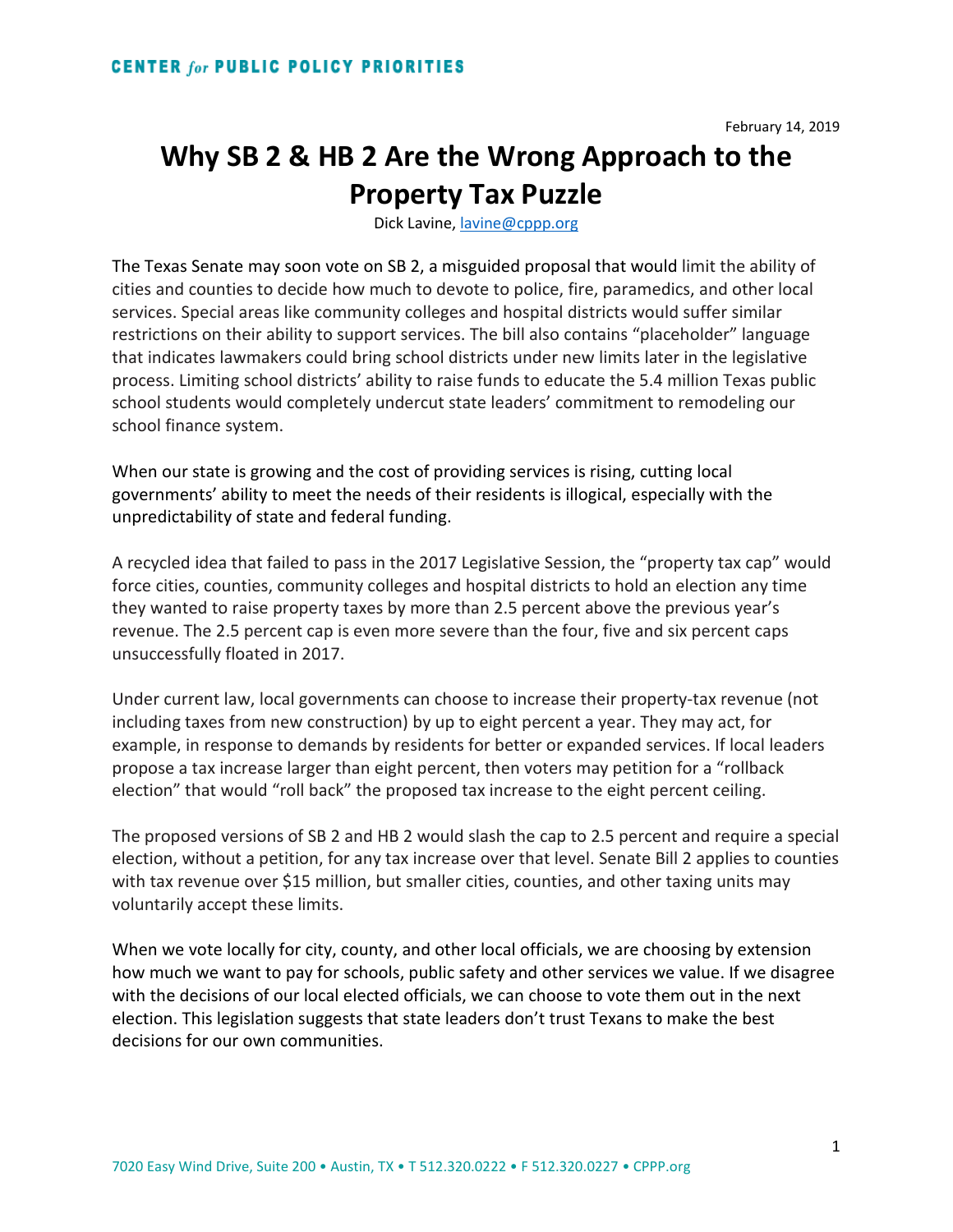CENTER *for* PUBLIC POLICY PRIORITIES

February 14, 2019

# Why SB 2 & HB 2 Are the Wrong Approach to the Property Tax Puzzle

Dick Lavine, lavine@cppp.org

The Texas Senate may soon vote on SB 2, a misguided proposal that would limit the ability of cities and counties to decide how much to devote to police, fire, paramedics, and other local services. Special areas like community colleges and hospital districts would suffer similar restrictions on their ability to support services. The bill also contains "placeholder" language that indicates lawmakers could bring school districts under new limits later in the legislative process. Limiting school districts' ability to raise funds to educate the 5.4 million Texas public school students would completely undercut state leaders' commitment to remodeling our school finance system.

When our state is growing and the cost of providing services is rising, cutting local governments' ability to meet the needs of their residents is illogical, especially with the unpredictability of state and federal funding.

A recycled idea that failed to pass in the 2017 Legislative Session, the "property tax cap" would force cities, counties, community colleges and hospital districts to hold an election any time they wanted to raise property taxes by more than 2.5 percent above the previous year's revenue. The 2.5 percent cap is even more severe than the four, five and six percent caps unsuccessfully floated in 2017.

Under current law, local governments can choose to increase their property-tax revenue (not including taxes from new construction) by up to eight percent a year. They may act, for example, in response to demands by residents for better or expanded services. If local leaders propose a tax increase larger than eight percent, then voters may petition for a "rollback election" that would "roll back" the proposed tax increase to the eight percent ceiling.

The proposed versions of SB 2 and HB 2 would slash the cap to 2.5 percent and require a special election, without a petition, for any tax increase over that level. Senate Bill 2 applies to counties with tax revenue over $15 million, but smaller cities, counties, and other taxing units may voluntarily accept these limits.

When we vote locally for city, county, and other local officials, we are choosing by extension how much we want to pay for schools, public safety and other services we value. If we disagree with the decisions of our local elected officials, we can choose to vote them out in the next election. This legislation suggests that state leaders don't trust Texans to make the best decisions for our own communities.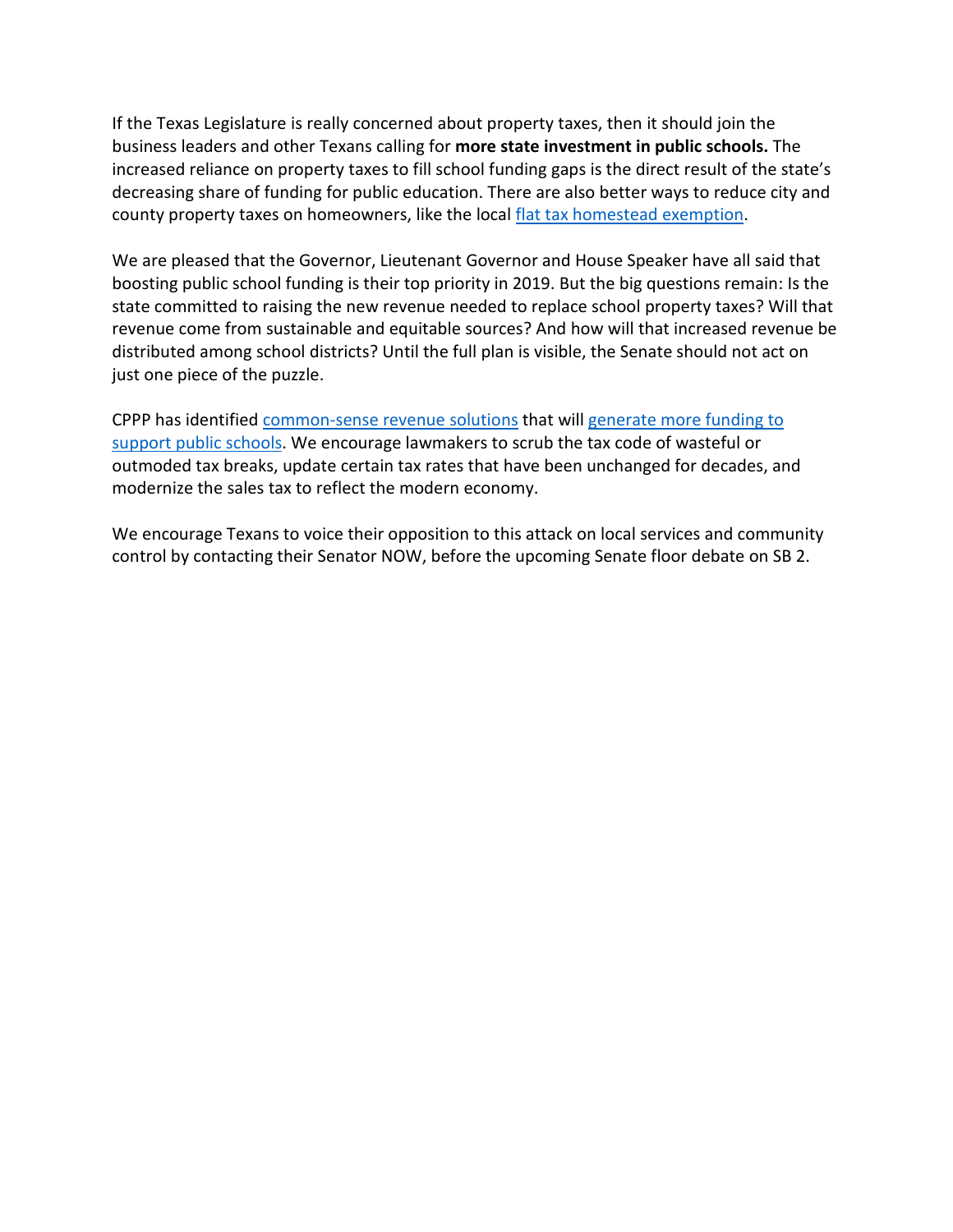If the Texas Legislature is really concerned about property taxes, then it should join the business leaders and other Texans calling for **more state investment in public schools.** The increased reliance on property taxes to fill school funding gaps is the direct result of the state's decreasing share of funding for public education. There are also better ways to reduce city and county property taxes on homeowners, like the local flat tax homestead exemption.

We are pleased that the Governor, Lieutenant Governor and House Speaker have all said that boosting public school funding is their top priority in 2019. But the big questions remain: Is the state committed to raising the new revenue needed to replace school property taxes? Will that revenue come from sustainable and equitable sources? And how will that increased revenue be distributed among school districts? Until the full plan is visible, the Senate should not act on just one piece of the puzzle.

CPPP has identified common-sense revenue solutions that will generate more funding to support public schools. We encourage lawmakers to scrub the tax code of wasteful or outmoded tax breaks, update certain tax rates that have been unchanged for decades, and modernize the sales tax to reflect the modern economy.

We encourage Texans to voice their opposition to this attack on local services and community control by contacting their Senator NOW, before the upcoming Senate floor debate on SB 2.